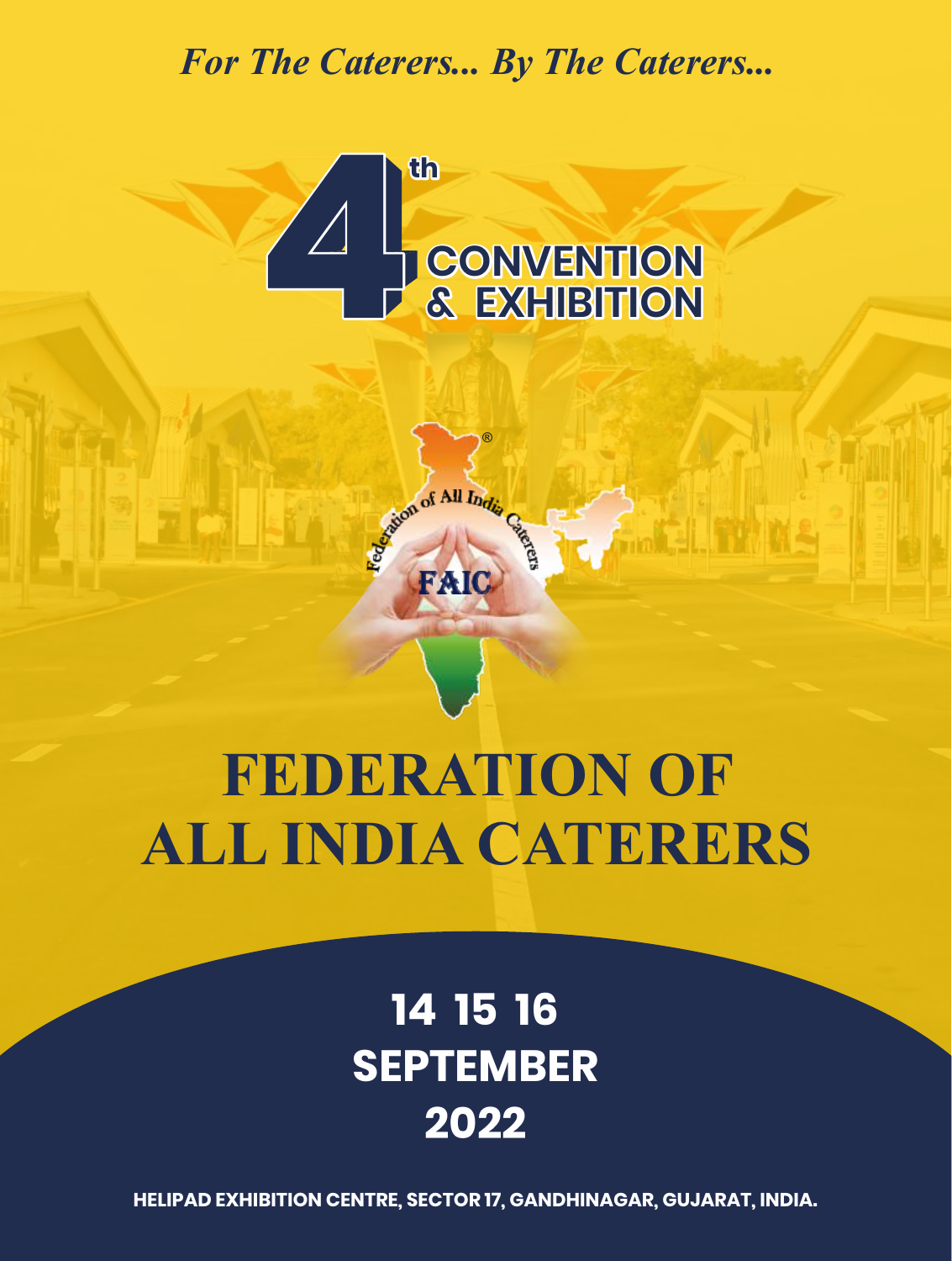*For The Caterers... By The Caterers...*

# 4th CONVENTION & EXHIBITION

Federation of All India Caterers

FAIC

# FEDERATION OF ALL INDIA CATERERS

## 14 15 16 SEPTEMBER 2022

**HELIPAD EXHIBITION CENTRE, SECTOR 17, GANDHINAGAR, GUJARAT, INDIA.**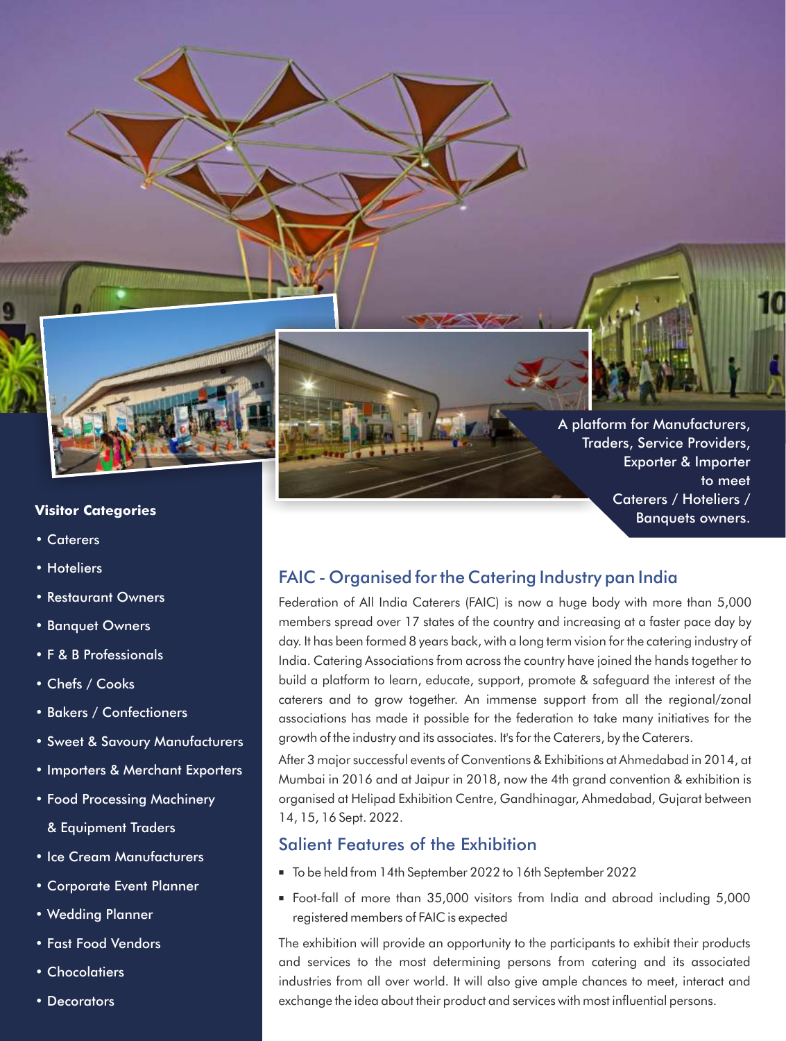A platform for Manufacturers, Traders, Service Providers, Exporter & Importer to meet Caterers / Hoteliers / Banquets owners.

**Visitor Categories**

- Caterers
- Hoteliers
- Restaurant Owners
- Banquet Owners
- F & B Professionals
- Chefs / Cooks
- Bakers / Confectioners
- Sweet & Savoury Manufacturers
- Importers & Merchant Exporters
- Food Processing Machinery & Equipment Traders
- Ice Cream Manufacturers
- Corporate Event Planner
- Wedding Planner
- Fast Food Vendors
- Chocolatiers
- Decorators

## FAIC - Organised for the Catering Industry pan India

Federation of All India Caterers (FAIC) is now a huge body with more than 5,000 members spread over 17 states of the country and increasing at a faster pace day by day. It has been formed 8 years back, with a long term vision for the catering industry of India. Catering Associations from across the country have joined the hands together to build a platform to learn, educate, support, promote & safeguard the interest of the caterers and to grow together. An immense support from all the regional/zonal associations has made it possible for the federation to take many initiatives for the growth of the industry and its associates. It's for the Caterers, by the Caterers.

After 3 major successful events of Conventions & Exhibitions at Ahmedabad in 2014, at Mumbai in 2016 and at Jaipur in 2018, now the 4th grand convention & exhibition is organised at Helipad Exhibition Centre, Gandhinagar, Ahmedabad, Gujarat between 14, 15, 16 Sept. 2022.

## Salient Features of the Exhibition

- To be held from 14th September 2022 to 16th September 2022
- Foot-fall of more than 35,000 visitors from India and abroad including 5,000 registered members of FAIC is expected

The exhibition will provide an opportunity to the participants to exhibit their products and services to the most determining persons from catering and its associated industries from all over world. It will also give ample chances to meet, interact and exchange the idea about their product and services with most influential persons.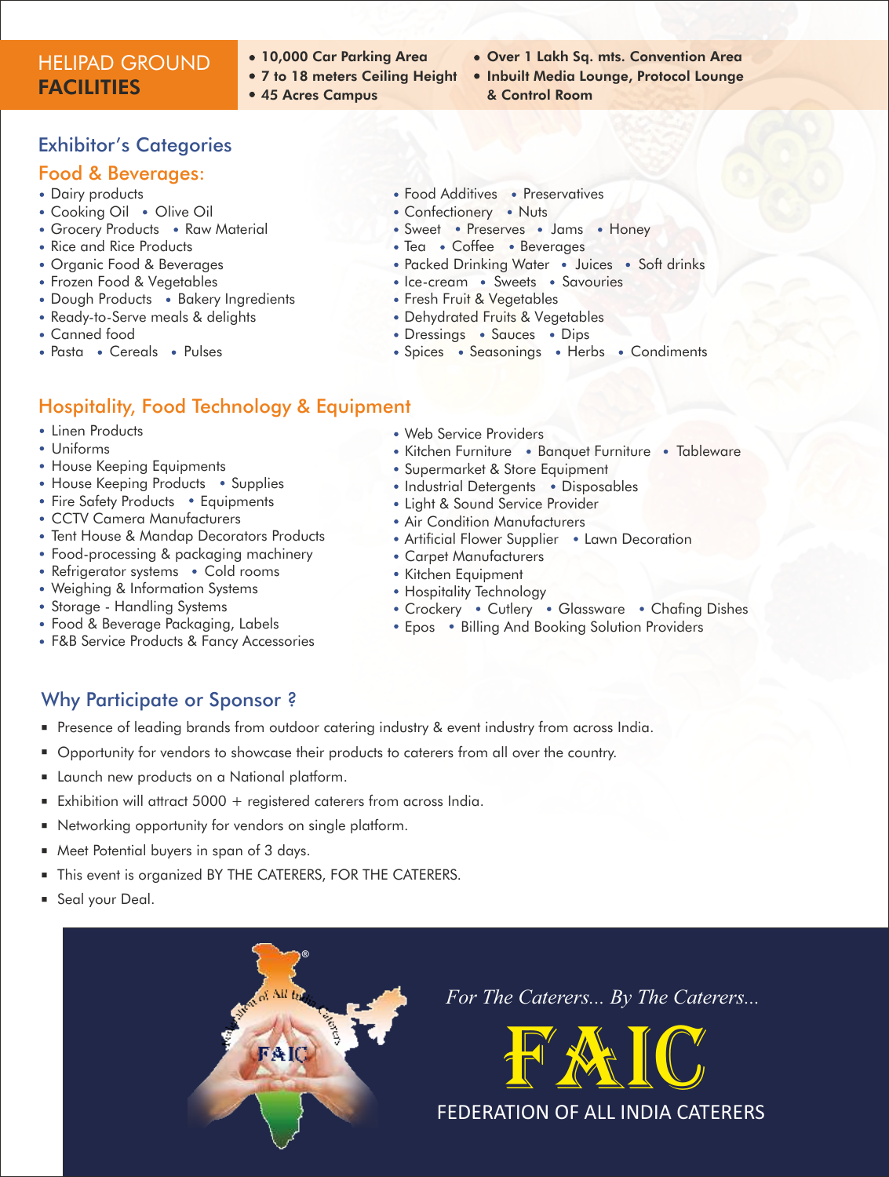## HELIPAD GROUND FACILITIES

- 10,000 Car Parking Area
- 7 to 18 meters Ceiling Height
- 45 Acres Campus
- Over 1 Lakh Sq. mts. Convention Area
- Inbuilt Media Lounge, Protocol Lounge & Control Room

## Exhibitor's Categories

### Food & Beverages:

- Dairy products
- Cooking Oil • Olive Oil
- Grocery Products • Raw Material
- Rice and Rice Products
- Organic Food & Beverages
- Frozen Food & Vegetables
- Dough Products • Bakery Ingredients
- Ready-to-Serve meals & delights
- Canned food
- Pasta • Cereals • Pulses
- Food Additives • Preservatives
- Confectionery • Nuts
- Sweet • Preserves • Jams • Honey
- Tea • Coffee • Beverages
- Packed Drinking Water • Juices • Soft drinks
- Ice-cream • Sweets • Savouries
- Fresh Fruit & Vegetables
- Dehydrated Fruits & Vegetables
- Dressings • Sauces • Dips
- Spices • Seasonings • Herbs • Condiments

### Hospitality, Food Technology & Equipment

- Linen Products
- Uniforms
- House Keeping Equipments
- House Keeping Products • Supplies
- Fire Safety Products • Equipments
- CCTV Camera Manufacturers
- Tent House & Mandap Decorators Products
- Food-processing & packaging machinery
- Refrigerator systems • Cold rooms
- Weighing & Information Systems
- Storage - Handling Systems
- Food & Beverage Packaging, Labels
- F&B Service Products & Fancy Accessories
- Web Service Providers
- Kitchen Furniture • Banquet Furniture • Tableware
- Supermarket & Store Equipment
- Industrial Detergents • Disposables
- Light & Sound Service Provider
- Air Condition Manufacturers
- Artificial Flower Supplier • Lawn Decoration
- Carpet Manufacturers
- Kitchen Equipment
- Hospitality Technology
- Crockery • Cutlery • Glassware • Chafing Dishes
- Epos • Billing And Booking Solution Providers

## Why Participate or Sponsor ?

- Presence of leading brands from outdoor catering industry & event industry from across India.
- Opportunity for vendors to showcase their products to caterers from all over the country.
- Launch new products on a National platform.
- Exhibition will attract 5000 + registered caterers from across India.
- Networking opportunity for vendors on single platform.
- Meet Potential buyers in span of 3 days.
- This event is organized BY THE CATERERS, FOR THE CATERERS.
- Seal your Deal.

*For The Caterers... By The Caterers...*

# FAIC

FEDERATION OF ALL INDIA CATERERS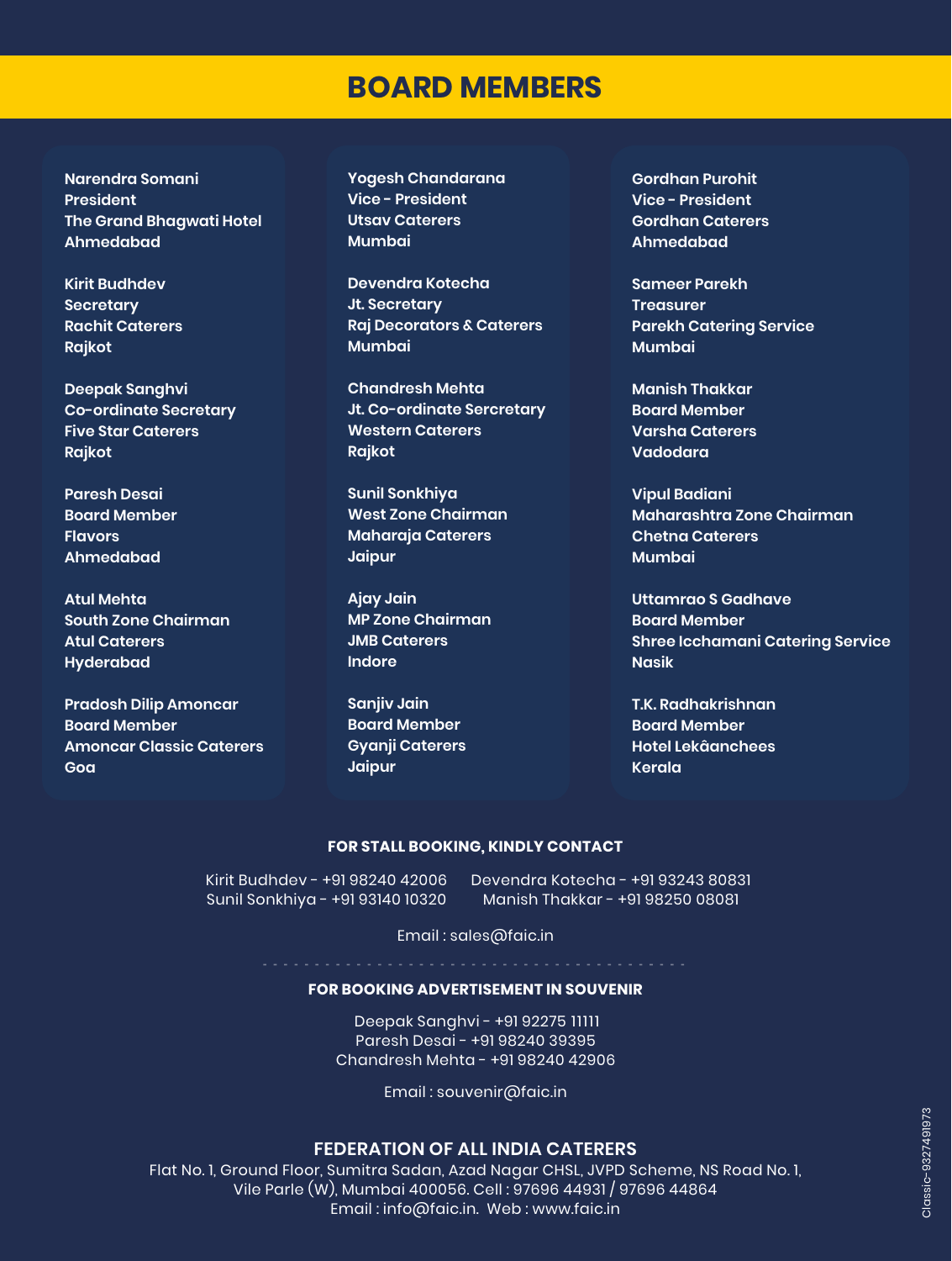# BOARD MEMBERS

**Narendra Somani**
**President**
**The Grand Bhagwati Hotel**
**Ahmedabad**

**Kirit Budhdev**
**Secretary**
**Rachit Caterers**
**Rajkot**

**Deepak Sanghvi**
**Co-ordinate Secretary**
**Five Star Caterers**
**Rajkot**

**Paresh Desai**
**Board Member**
**Flavors**
**Ahmedabad**

**Atul Mehta**
**South Zone Chairman**
**Atul Caterers**
**Hyderabad**

**Pradosh Dilip Amoncar**
**Board Member**
**Amoncar Classic Caterers**
**Goa**

**Yogesh Chandarana**
**Vice - President**
**Utsav Caterers**
**Mumbai**

**Devendra Kotecha**
**Jt. Secretary**
**Raj Decorators & Caterers**
**Mumbai**

**Chandresh Mehta**
**Jt. Co-ordinate Sercretary**
**Western Caterers**
**Rajkot**

**Sunil Sonkhiya**
**West Zone Chairman**
**Maharaja Caterers**
**Jaipur**

**Ajay Jain**
**MP Zone Chairman**
**JMB Caterers**
**Indore**

**Sanjiv Jain**
**Board Member**
**Gyanji Caterers**
**Jaipur**

**Gordhan Purohit**
**Vice - President**
**Gordhan Caterers**
**Ahmedabad**

**Sameer Parekh**
**Treasurer**
**Parekh Catering Service**
**Mumbai**

**Manish Thakkar**
**Board Member**
**Varsha Caterers**
**Vadodara**

**Vipul Badiani**
**Maharashtra Zone Chairman**
**Chetna Caterers**
**Mumbai**

**Uttamrao S Gadhave**
**Board Member**
**Shree Icchamani Catering Service**
**Nasik**

**T.K. Radhakrishnan**
**Board Member**
**Hotel Lekâanchees**
**Kerala**

**FOR STALL BOOKING, KINDLY CONTACT**

Kirit Budhdev - +91 98240 42006
Devendra Kotecha - +91 93243 80831
Sunil Sonkhiya - +91 93140 10320
Manish Thakkar - +91 98250 08081

Email : sales@faic.in

**FOR BOOKING ADVERTISEMENT IN SOUVENIR**

Deepak Sanghvi - +91 92275 11111
Paresh Desai - +91 98240 39395
Chandresh Mehta - +91 98240 42906

Email : souvenir@faic.in

**FEDERATION OF ALL INDIA CATERERS**
Flat No. 1, Ground Floor, Sumitra Sadan, Azad Nagar CHSL, JVPD Scheme, NS Road No. 1,
Vile Parle (W), Mumbai 400056. Cell : 97696 44931 / 97696 44864
Email : info@faic.in. Web : www.faic.in

Classic-9327491973